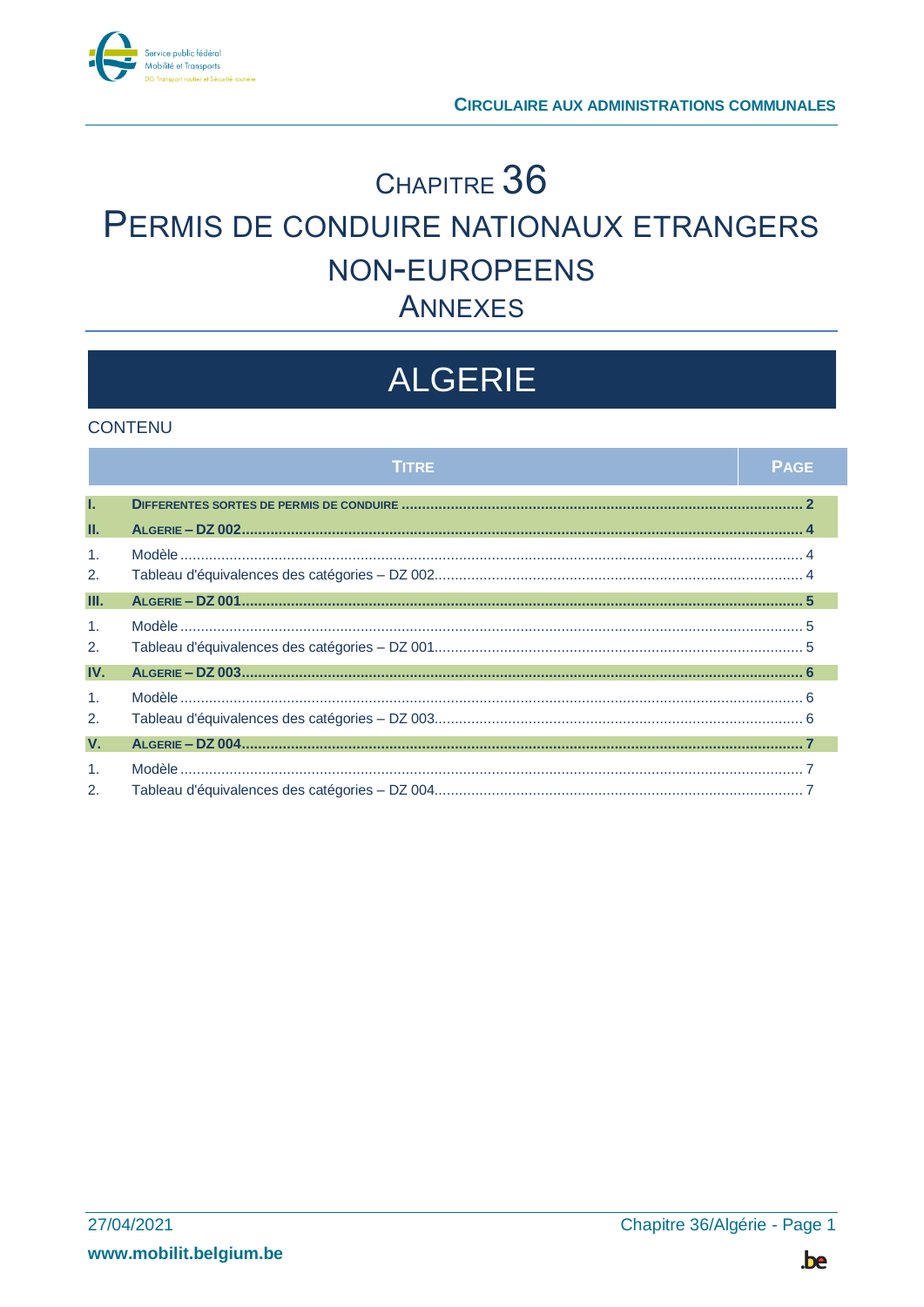# CHAPITRE 36

# PERMIS DE CONDUIRE NATIONAUX ETRANGERS NON-EUROPEENS

## ANNEXES

# ALGERIE

CONTENU

| | TITRE | PAGE |
|---|---|---|
| **I.** | **DIFFERENTES SORTES DE PERMIS DE CONDUIRE** | **2** |
| **II.** | **ALGERIE – DZ 002** | **4** |
| 1. | Modèle | 4 |
| 2. | Tableau d'équivalences des catégories – DZ 002 | 4 |
| **III.** | **ALGERIE – DZ 001** | **5** |
| 1. | Modèle | 5 |
| 2. | Tableau d'équivalences des catégories – DZ 001 | 5 |
| **IV.** | **ALGERIE – DZ 003** | **6** |
| 1. | Modèle | 6 |
| 2. | Tableau d'équivalences des catégories – DZ 003 | 6 |
| **V.** | **ALGERIE – DZ 004** | **7** |
| 1. | Modèle | 7 |
| 2. | Tableau d'équivalences des catégories – DZ 004 | 7 |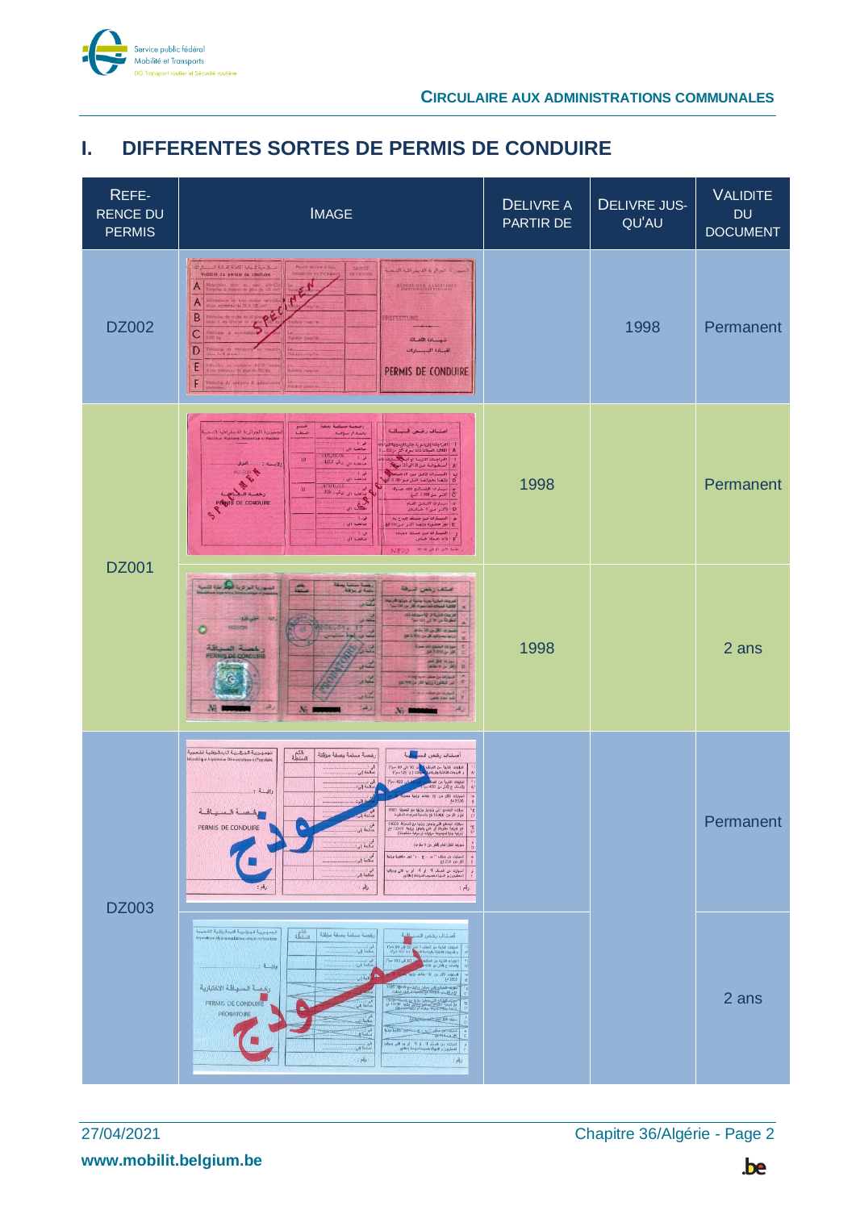# I. DIFFERENTES SORTES DE PERMIS DE CONDUIRE

| REFERENCE DU PERMIS | IMAGE | DELIVRE A PARTIR DE | DELIVRE JUSQU'AU | VALIDITE DU DOCUMENT |
|---|---|---|---|---|
| DZ002 | | | 1998 | Permanent |
| DZ001 | | 1998 | | Permanent |
| | | 1998 | | 2 ans |
| DZ003 | | | | Permanent |
| | | | | 2 ans |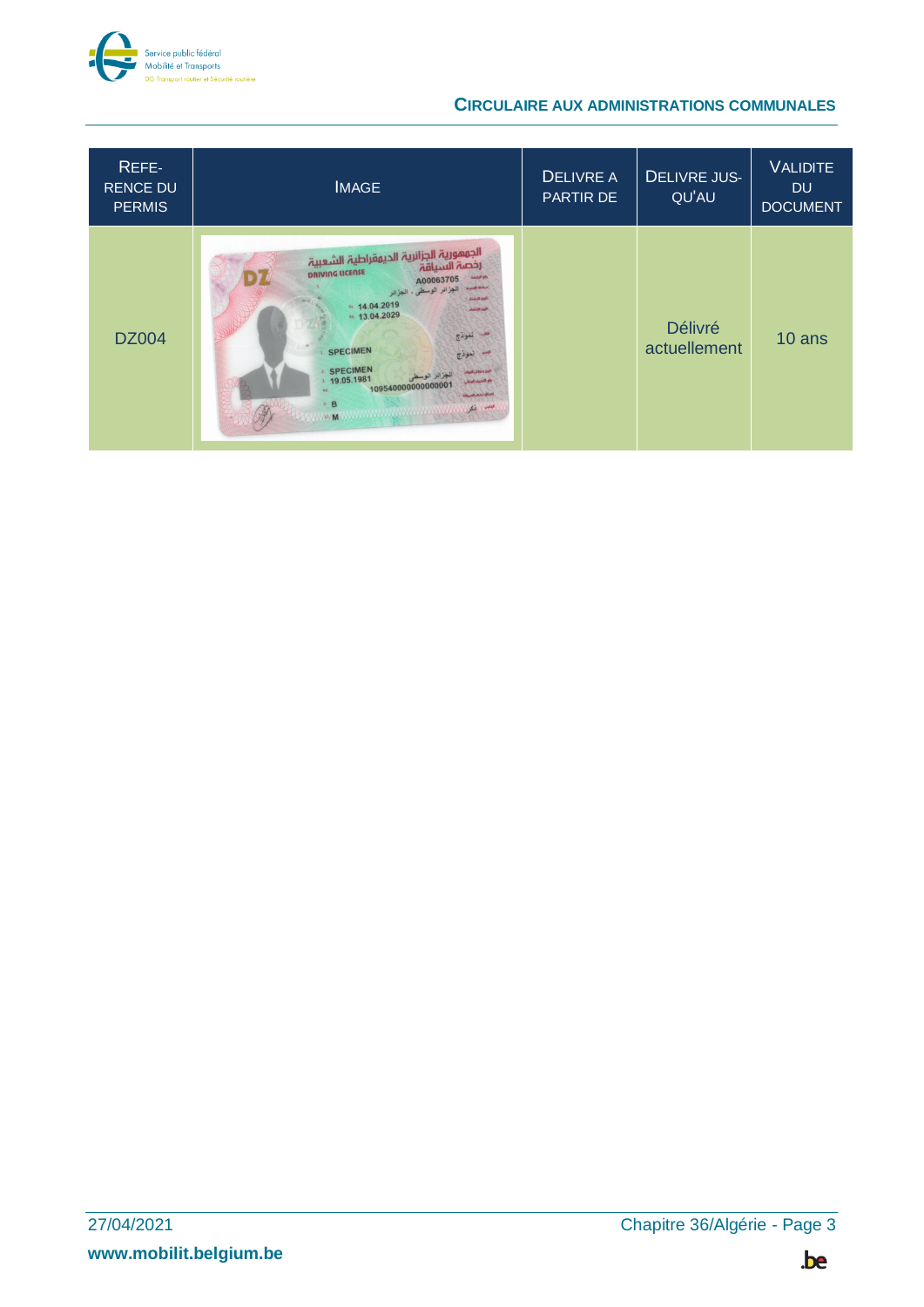| REFERENCE DU PERMIS | IMAGE | DELIVRE A PARTIR DE | DELIVRE JUSQU'AU | VALIDITE DU DOCUMENT |
|---|---|---|---|---|
| DZ004 | | | Délivré actuellement | 10 ans |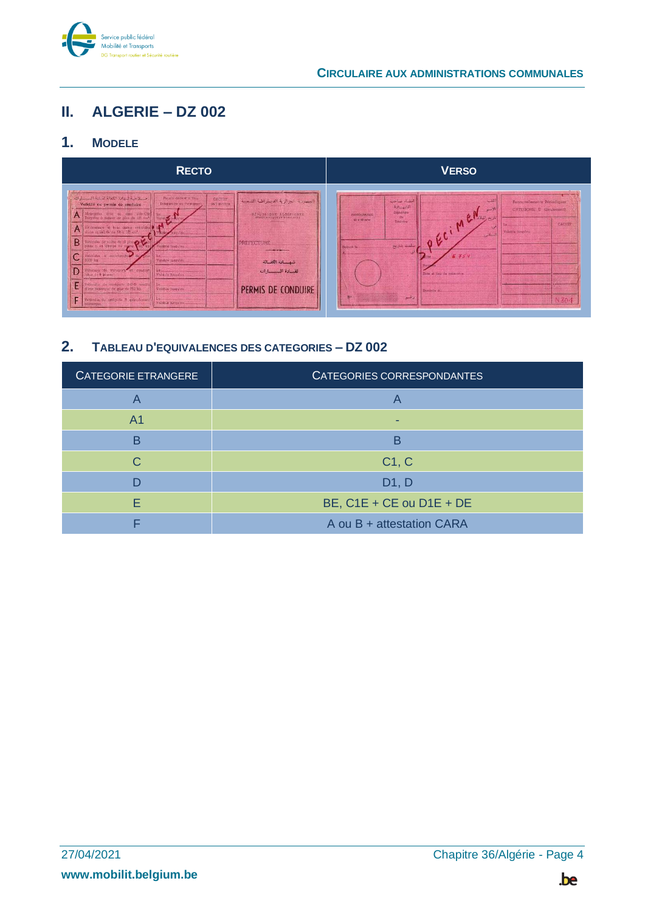## II. ALGERIE – DZ 002

### 1. Modele

| Recto | Verso |
|---|---|
| | |

### 2. Tableau d'equivalences des categories – DZ 002

| Categorie etrangere | Categories correspondantes |
|---|---|
| A | A |
| A1 | - |
| B | B |
| C | C1, C |
| D | D1, D |
| E | BE, C1E + CE ou D1E + DE |
| F | A ou B + attestation CARA |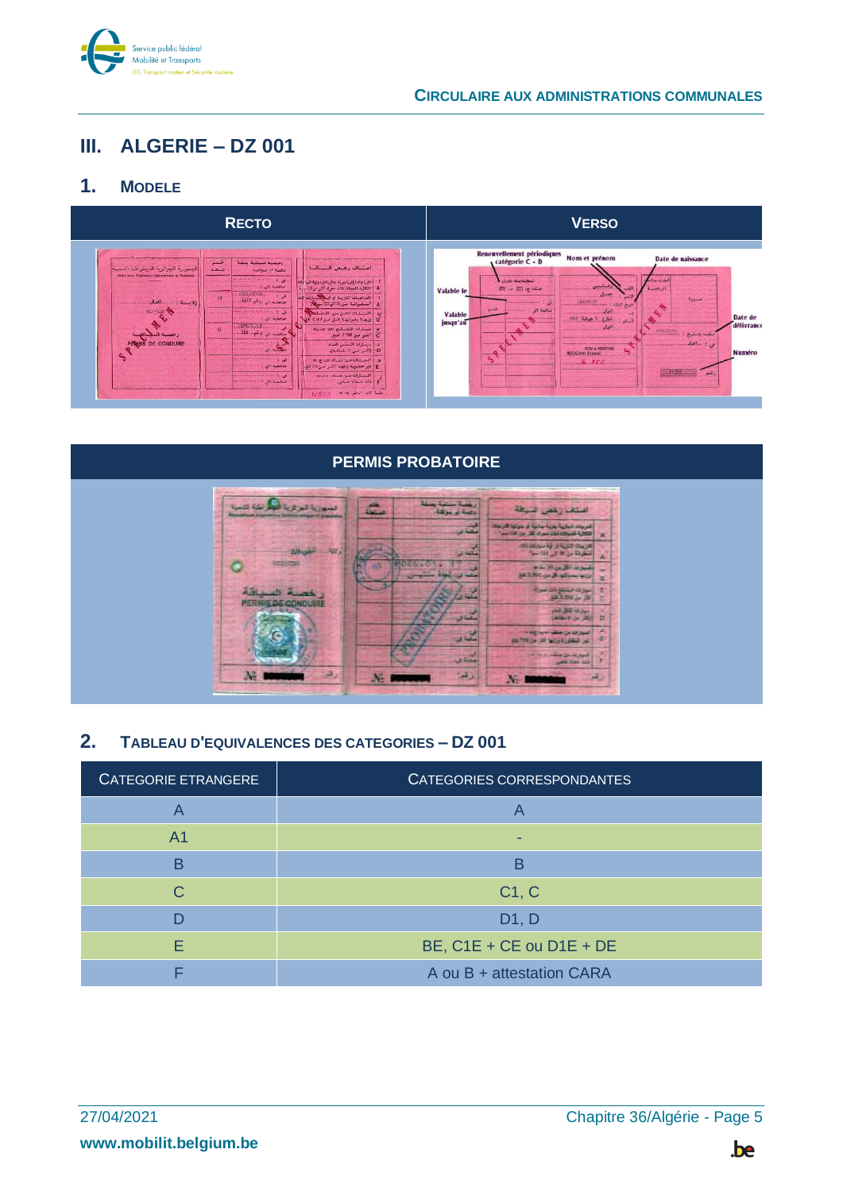# III. ALGERIE – DZ 001

## 1. MODELE

| RECTO | VERSO |
|---|---|
| | |

| PERMIS PROBATOIRE |
|---|
| |

## 2. TABLEAU D'EQUIVALENCES DES CATEGORIES – DZ 001

| CATEGORIE ETRANGERE | CATEGORIES CORRESPONDANTES |
|---|---|
| A | A |
| A1 | - |
| B | B |
| C | C1, C |
| D | D1, D |
| E | BE, C1E + CE ou D1E + DE |
| F | A ou B + attestation CARA |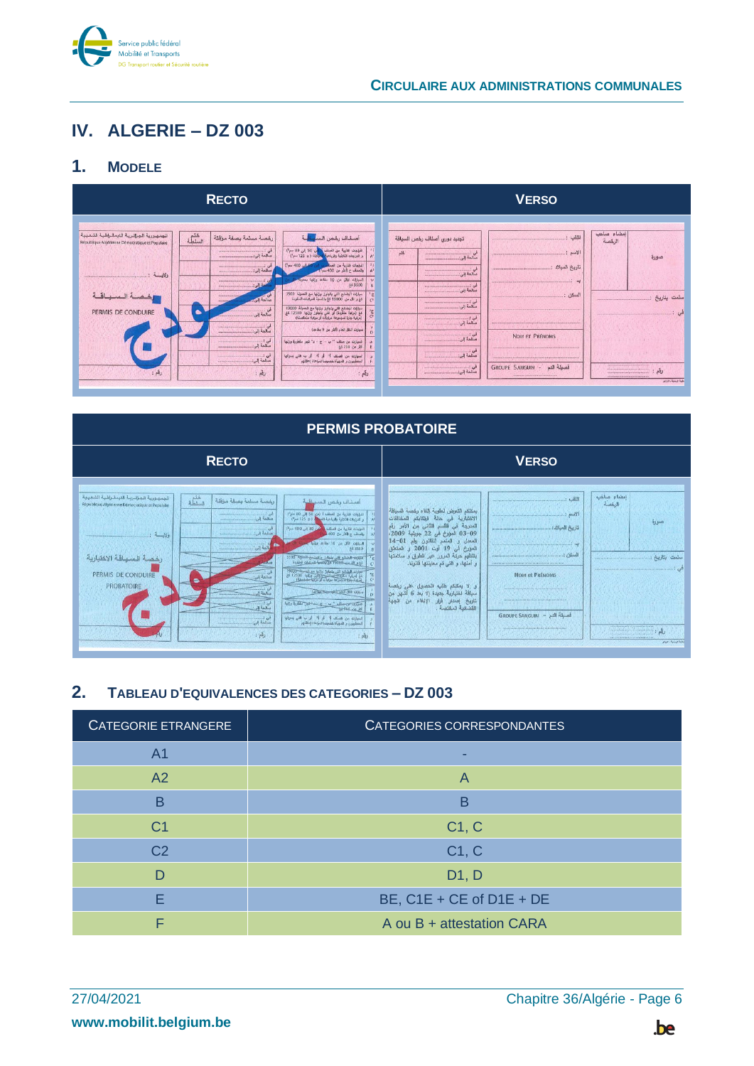# IV. ALGERIE – DZ 003

## 1. Modele

| Recto | Verso |
|---|---|

| Permis probatoire | |
|---|---|
| Recto | Verso |

## 2. Tableau d'equivalences des categories – DZ 003

| Categorie etrangere | Categories correspondantes |
|---|---|
| A1 | - |
| A2 | A |
| B | B |
| C1 | C1, C |
| C2 | C1, C |
| D | D1, D |
| E | BE, C1E + CE of D1E + DE |
| F | A ou B + attestation CARA |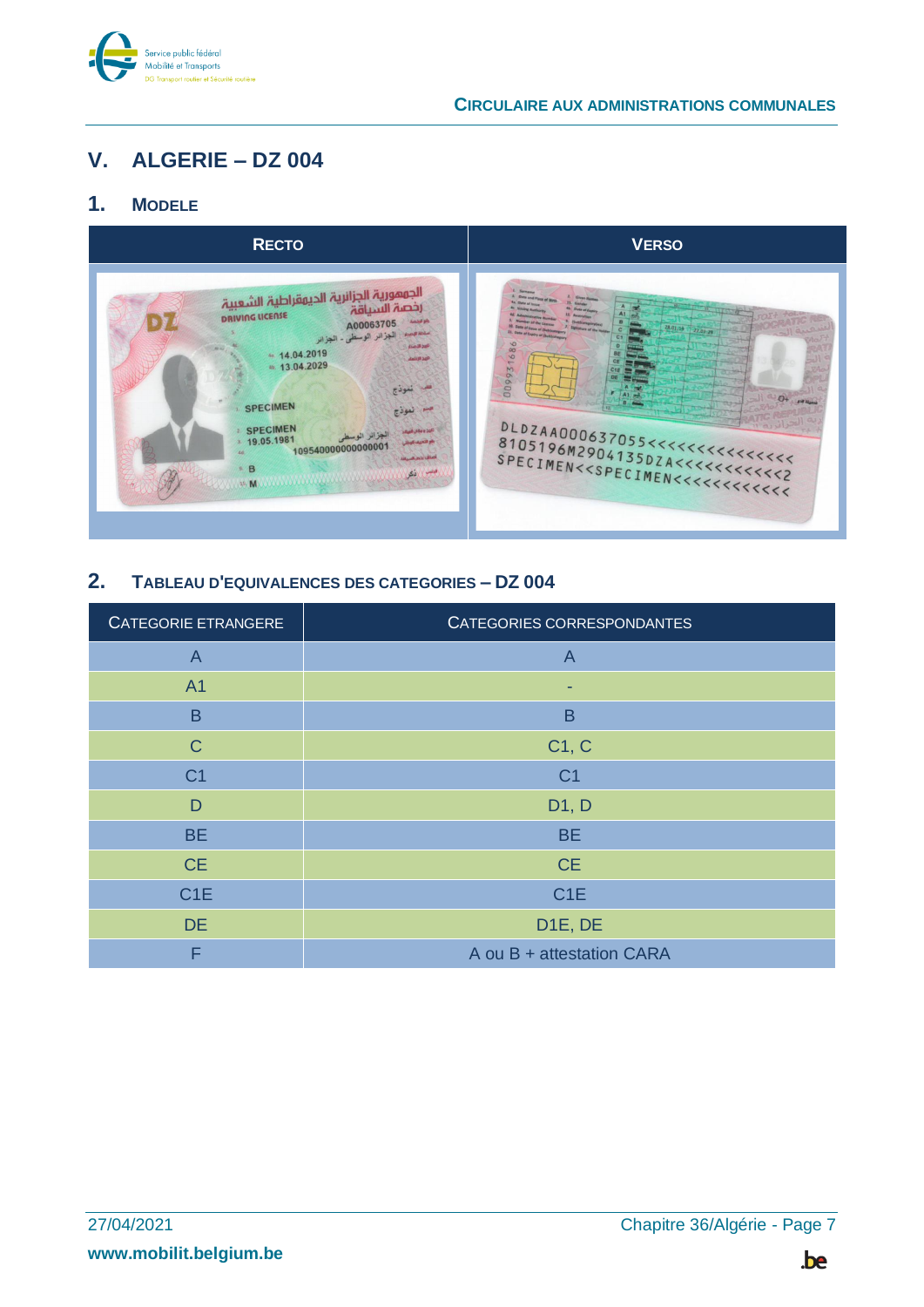# V. ALGERIE – DZ 004

## 1. MODELE

| RECTO | VERSO |
|---|---|
| | |

## 2. TABLEAU D'EQUIVALENCES DES CATEGORIES – DZ 004

| CATEGORIE ETRANGERE | CATEGORIES CORRESPONDANTES |
|---|---|
| A | A |
| A1 | - |
| B | B |
| C | C1, C |
| C1 | C1 |
| D | D1, D |
| BE | BE |
| CE | CE |
| C1E | C1E |
| DE | D1E, DE |
| F | A ou B + attestation CARA |